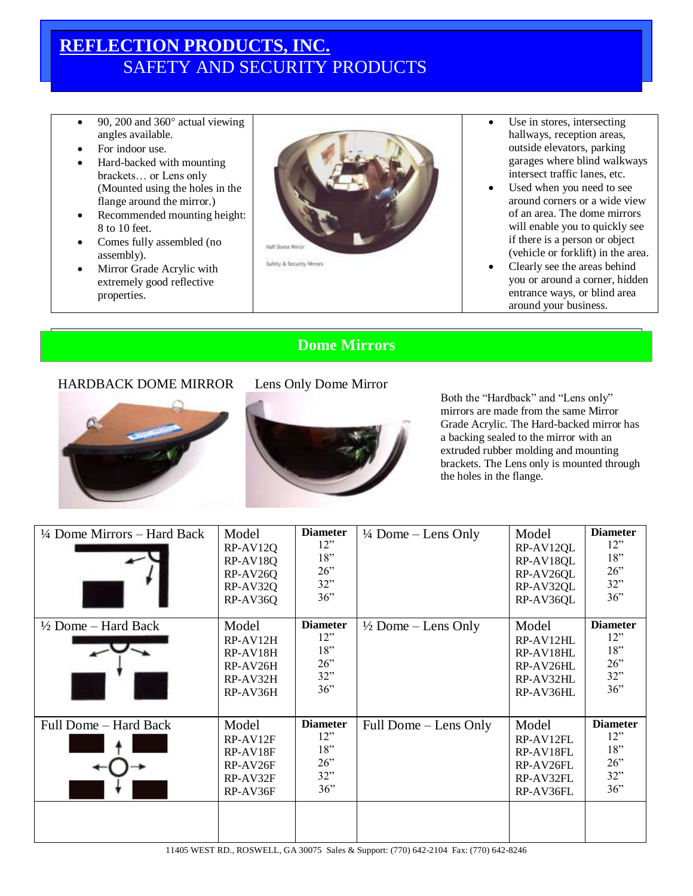# REFLECTION PRODUCTS, INC.

## SAFETY AND SECURITY PRODUCTS

- 90, 200 and 360° actual viewing angles available.
- For indoor use.
- Hard-backed with mounting brackets… or Lens only (Mounted using the holes in the flange around the mirror.)
- Recommended mounting height: 8 to 10 feet.
- Comes fully assembled (no assembly).
- Mirror Grade Acrylic with extremely good reflective properties.

Half Dome Mirror

Safety & Security Mirrors

- Use in stores, intersecting hallways, reception areas, outside elevators, parking garages where blind walkways intersect traffic lanes, etc.
- Used when you need to see around corners or a wide view of an area. The dome mirrors will enable you to quickly see if there is a person or object (vehicle or forklift) in the area.
- Clearly see the areas behind you or around a corner, hidden entrance ways, or blind area around your business.

## Dome Mirrors

HARDBACK DOME MIRROR

Lens Only Dome Mirror

Both the "Hardback" and "Lens only" mirrors are made from the same Mirror Grade Acrylic. The Hard-backed mirror has a backing sealed to the mirror with an extruded rubber molding and mounting brackets. The Lens only is mounted through the holes in the flange.

| ¼ Dome Mirrors – Hard Back | Model | Diameter | ¼ Dome – Lens Only | Model | Diameter |
|---|---|---|---|---|---|
| | RP-AV12Q | 12" | | RP-AV12QL | 12" |
| | RP-AV18Q | 18" | | RP-AV18QL | 18" |
| | RP-AV26Q | 26" | | RP-AV26QL | 26" |
| | RP-AV32Q | 32" | | RP-AV32QL | 32" |
| | RP-AV36Q | 36" | | RP-AV36QL | 36" |
| **½ Dome – Hard Back** | **Model** | **Diameter** | **½ Dome – Lens Only** | **Model** | **Diameter** |
| | RP-AV12H | 12" | | RP-AV12HL | 12" |
| | RP-AV18H | 18" | | RP-AV18HL | 18" |
| | RP-AV26H | 26" | | RP-AV26HL | 26" |
| | RP-AV32H | 32" | | RP-AV32HL | 32" |
| | RP-AV36H | 36" | | RP-AV36HL | 36" |
| **Full Dome – Hard Back** | **Model** | **Diameter** | **Full Dome – Lens Only** | **Model** | **Diameter** |
| | RP-AV12F | 12" | | RP-AV12FL | 12" |
| | RP-AV18F | 18" | | RP-AV18FL | 18" |
| | RP-AV26F | 26" | | RP-AV26FL | 26" |
| | RP-AV32F | 32" | | RP-AV32FL | 32" |
| | RP-AV36F | 36" | | RP-AV36FL | 36" |

11405 WEST RD., ROSWELL, GA 30075 Sales & Support: (770) 642-2104 Fax: (770) 642-8246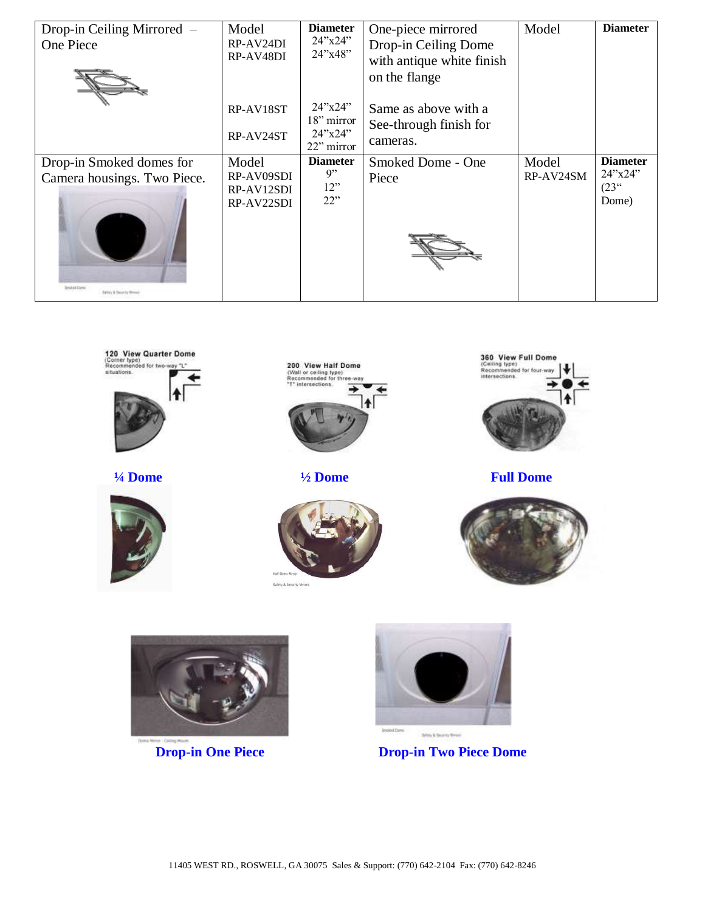| | | | | | |
|---|---|---|---|---|---|
| Drop-in Ceiling Mirrored – One Piece | Model<br>RP-AV24DI<br>RP-AV48DI<br><br>RP-AV18ST<br>RP-AV24ST | **Diameter**<br>24"x24"<br>24"x48"<br><br>24"x24"<br>18" mirror<br>24"x24"<br>22" mirror | One-piece mirrored Drop-in Ceiling Dome with antique white finish on the flange<br><br>Same as above with a See-through finish for cameras. | Model | **Diameter** |
| Drop-in Smoked domes for Camera housings. Two Piece. | Model<br>RP-AV09SDI<br>RP-AV12SDI<br>RP-AV22SDI | **Diameter**<br>9"<br>12"<br>22" | Smoked Dome - One Piece | Model<br>RP-AV24SM | **Diameter**<br>24"x24"<br>(23" Dome) |

120 View Quarter Dome
(Corner type)
Recommended for two-way "L" situations.

200 View Half Dome
(Wall or ceiling type)
Recommended for three-way "T" intersections.

360 View Full Dome
(Ceiling type)
Recommended for four-way intersections.

**¼ Dome**

**½ Dome**

**Full Dome**

**Drop-in One Piece**

**Drop-in Two Piece Dome**

11405 WEST RD., ROSWELL, GA 30075 Sales & Support: (770) 642-2104 Fax: (770) 642-8246